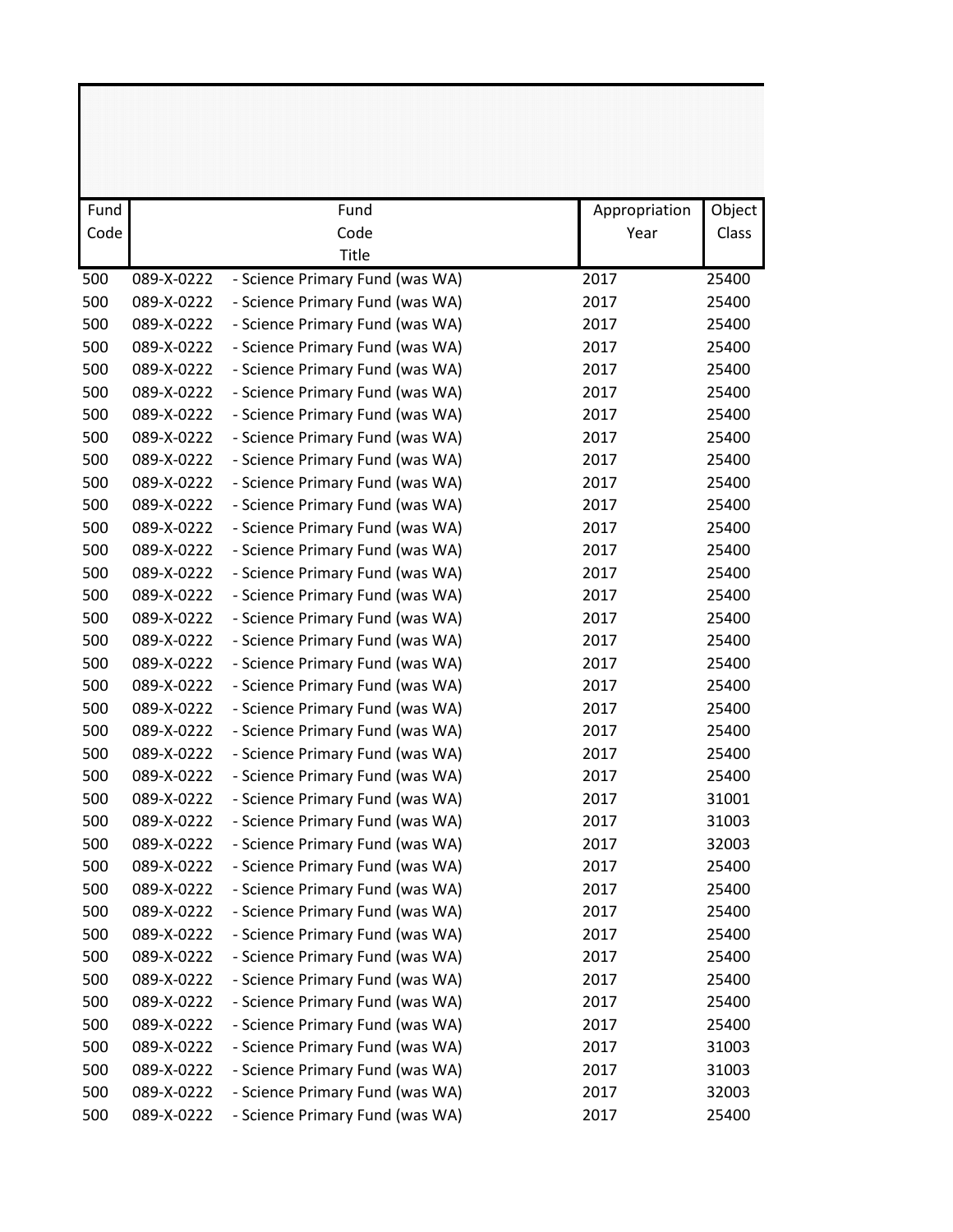| Fund Code | Fund Code Title | | Appropriation Year | Object Class |
|---|---|---|---|---|
| 500 | 089-X-0222 | - Science Primary Fund (was WA) | 2017 | 25400 |
| 500 | 089-X-0222 | - Science Primary Fund (was WA) | 2017 | 25400 |
| 500 | 089-X-0222 | - Science Primary Fund (was WA) | 2017 | 25400 |
| 500 | 089-X-0222 | - Science Primary Fund (was WA) | 2017 | 25400 |
| 500 | 089-X-0222 | - Science Primary Fund (was WA) | 2017 | 25400 |
| 500 | 089-X-0222 | - Science Primary Fund (was WA) | 2017 | 25400 |
| 500 | 089-X-0222 | - Science Primary Fund (was WA) | 2017 | 25400 |
| 500 | 089-X-0222 | - Science Primary Fund (was WA) | 2017 | 25400 |
| 500 | 089-X-0222 | - Science Primary Fund (was WA) | 2017 | 25400 |
| 500 | 089-X-0222 | - Science Primary Fund (was WA) | 2017 | 25400 |
| 500 | 089-X-0222 | - Science Primary Fund (was WA) | 2017 | 25400 |
| 500 | 089-X-0222 | - Science Primary Fund (was WA) | 2017 | 25400 |
| 500 | 089-X-0222 | - Science Primary Fund (was WA) | 2017 | 25400 |
| 500 | 089-X-0222 | - Science Primary Fund (was WA) | 2017 | 25400 |
| 500 | 089-X-0222 | - Science Primary Fund (was WA) | 2017 | 25400 |
| 500 | 089-X-0222 | - Science Primary Fund (was WA) | 2017 | 25400 |
| 500 | 089-X-0222 | - Science Primary Fund (was WA) | 2017 | 25400 |
| 500 | 089-X-0222 | - Science Primary Fund (was WA) | 2017 | 25400 |
| 500 | 089-X-0222 | - Science Primary Fund (was WA) | 2017 | 25400 |
| 500 | 089-X-0222 | - Science Primary Fund (was WA) | 2017 | 25400 |
| 500 | 089-X-0222 | - Science Primary Fund (was WA) | 2017 | 25400 |
| 500 | 089-X-0222 | - Science Primary Fund (was WA) | 2017 | 25400 |
| 500 | 089-X-0222 | - Science Primary Fund (was WA) | 2017 | 25400 |
| 500 | 089-X-0222 | - Science Primary Fund (was WA) | 2017 | 31001 |
| 500 | 089-X-0222 | - Science Primary Fund (was WA) | 2017 | 31003 |
| 500 | 089-X-0222 | - Science Primary Fund (was WA) | 2017 | 32003 |
| 500 | 089-X-0222 | - Science Primary Fund (was WA) | 2017 | 25400 |
| 500 | 089-X-0222 | - Science Primary Fund (was WA) | 2017 | 25400 |
| 500 | 089-X-0222 | - Science Primary Fund (was WA) | 2017 | 25400 |
| 500 | 089-X-0222 | - Science Primary Fund (was WA) | 2017 | 25400 |
| 500 | 089-X-0222 | - Science Primary Fund (was WA) | 2017 | 25400 |
| 500 | 089-X-0222 | - Science Primary Fund (was WA) | 2017 | 25400 |
| 500 | 089-X-0222 | - Science Primary Fund (was WA) | 2017 | 25400 |
| 500 | 089-X-0222 | - Science Primary Fund (was WA) | 2017 | 25400 |
| 500 | 089-X-0222 | - Science Primary Fund (was WA) | 2017 | 31003 |
| 500 | 089-X-0222 | - Science Primary Fund (was WA) | 2017 | 31003 |
| 500 | 089-X-0222 | - Science Primary Fund (was WA) | 2017 | 32003 |
| 500 | 089-X-0222 | - Science Primary Fund (was WA) | 2017 | 25400 |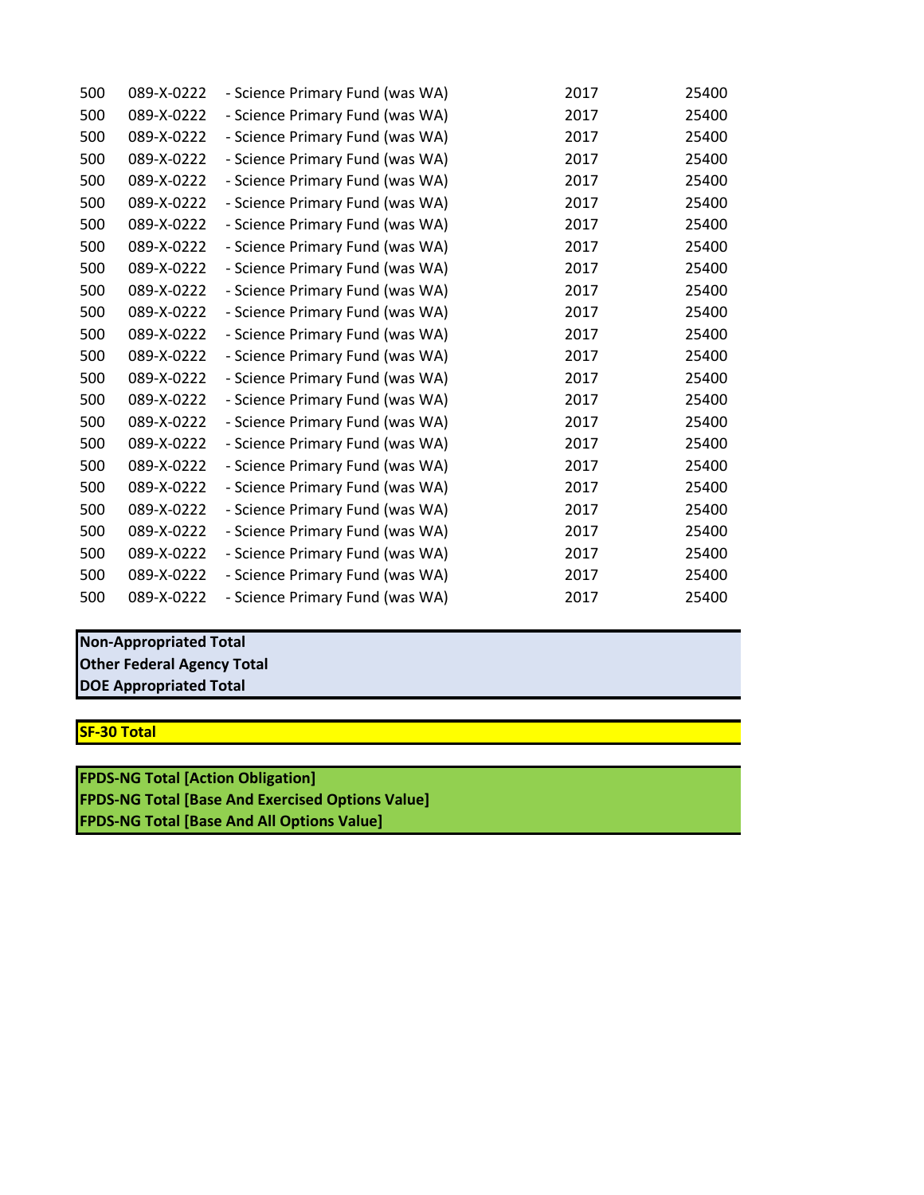| | | | | |
|---|---|---|---|---|
| 500 | 089-X-0222 | - Science Primary Fund (was WA) | 2017 | 25400 |
| 500 | 089-X-0222 | - Science Primary Fund (was WA) | 2017 | 25400 |
| 500 | 089-X-0222 | - Science Primary Fund (was WA) | 2017 | 25400 |
| 500 | 089-X-0222 | - Science Primary Fund (was WA) | 2017 | 25400 |
| 500 | 089-X-0222 | - Science Primary Fund (was WA) | 2017 | 25400 |
| 500 | 089-X-0222 | - Science Primary Fund (was WA) | 2017 | 25400 |
| 500 | 089-X-0222 | - Science Primary Fund (was WA) | 2017 | 25400 |
| 500 | 089-X-0222 | - Science Primary Fund (was WA) | 2017 | 25400 |
| 500 | 089-X-0222 | - Science Primary Fund (was WA) | 2017 | 25400 |
| 500 | 089-X-0222 | - Science Primary Fund (was WA) | 2017 | 25400 |
| 500 | 089-X-0222 | - Science Primary Fund (was WA) | 2017 | 25400 |
| 500 | 089-X-0222 | - Science Primary Fund (was WA) | 2017 | 25400 |
| 500 | 089-X-0222 | - Science Primary Fund (was WA) | 2017 | 25400 |
| 500 | 089-X-0222 | - Science Primary Fund (was WA) | 2017 | 25400 |
| 500 | 089-X-0222 | - Science Primary Fund (was WA) | 2017 | 25400 |
| 500 | 089-X-0222 | - Science Primary Fund (was WA) | 2017 | 25400 |
| 500 | 089-X-0222 | - Science Primary Fund (was WA) | 2017 | 25400 |
| 500 | 089-X-0222 | - Science Primary Fund (was WA) | 2017 | 25400 |
| 500 | 089-X-0222 | - Science Primary Fund (was WA) | 2017 | 25400 |
| 500 | 089-X-0222 | - Science Primary Fund (was WA) | 2017 | 25400 |
| 500 | 089-X-0222 | - Science Primary Fund (was WA) | 2017 | 25400 |
| 500 | 089-X-0222 | - Science Primary Fund (was WA) | 2017 | 25400 |
| 500 | 089-X-0222 | - Science Primary Fund (was WA) | 2017 | 25400 |
| 500 | 089-X-0222 | - Science Primary Fund (was WA) | 2017 | 25400 |

**Non-Appropriated Total**
**Other Federal Agency Total**
**DOE Appropriated Total**

**SF-30 Total**

**FPDS-NG Total [Action Obligation]**
**FPDS-NG Total [Base And Exercised Options Value]**
**FPDS-NG Total [Base And All Options Value]**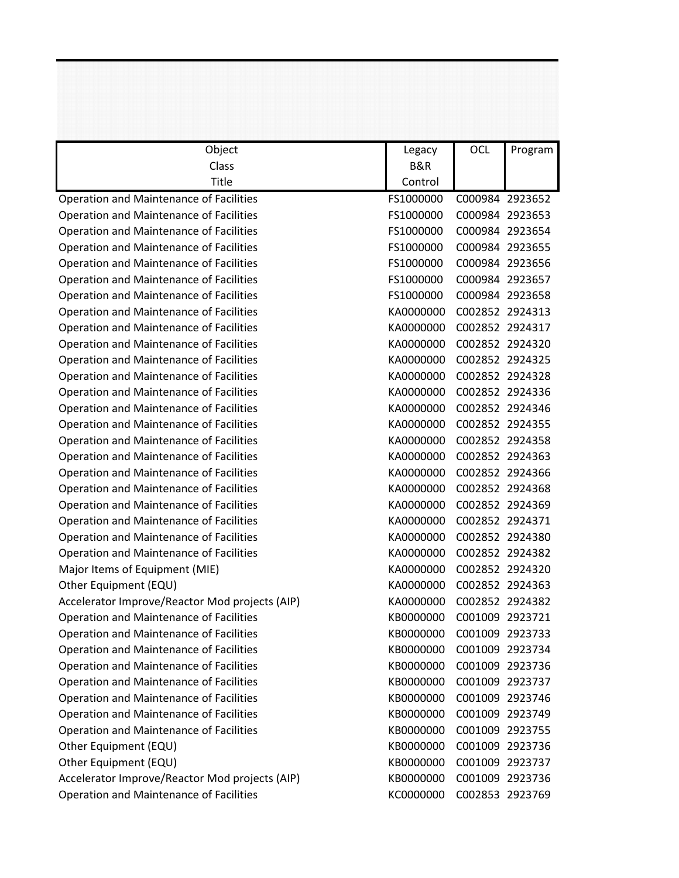| Object Class Title | Legacy B&R Control | OCL | Program |
|---|---|---|---|
| Operation and Maintenance of Facilities | FS1000000 | C000984 | 2923652 |
| Operation and Maintenance of Facilities | FS1000000 | C000984 | 2923653 |
| Operation and Maintenance of Facilities | FS1000000 | C000984 | 2923654 |
| Operation and Maintenance of Facilities | FS1000000 | C000984 | 2923655 |
| Operation and Maintenance of Facilities | FS1000000 | C000984 | 2923656 |
| Operation and Maintenance of Facilities | FS1000000 | C000984 | 2923657 |
| Operation and Maintenance of Facilities | FS1000000 | C000984 | 2923658 |
| Operation and Maintenance of Facilities | KA0000000 | C002852 | 2924313 |
| Operation and Maintenance of Facilities | KA0000000 | C002852 | 2924317 |
| Operation and Maintenance of Facilities | KA0000000 | C002852 | 2924320 |
| Operation and Maintenance of Facilities | KA0000000 | C002852 | 2924325 |
| Operation and Maintenance of Facilities | KA0000000 | C002852 | 2924328 |
| Operation and Maintenance of Facilities | KA0000000 | C002852 | 2924336 |
| Operation and Maintenance of Facilities | KA0000000 | C002852 | 2924346 |
| Operation and Maintenance of Facilities | KA0000000 | C002852 | 2924355 |
| Operation and Maintenance of Facilities | KA0000000 | C002852 | 2924358 |
| Operation and Maintenance of Facilities | KA0000000 | C002852 | 2924363 |
| Operation and Maintenance of Facilities | KA0000000 | C002852 | 2924366 |
| Operation and Maintenance of Facilities | KA0000000 | C002852 | 2924368 |
| Operation and Maintenance of Facilities | KA0000000 | C002852 | 2924369 |
| Operation and Maintenance of Facilities | KA0000000 | C002852 | 2924371 |
| Operation and Maintenance of Facilities | KA0000000 | C002852 | 2924380 |
| Operation and Maintenance of Facilities | KA0000000 | C002852 | 2924382 |
| Major Items of Equipment (MIE) | KA0000000 | C002852 | 2924320 |
| Other Equipment (EQU) | KA0000000 | C002852 | 2924363 |
| Accelerator Improve/Reactor Mod projects (AIP) | KA0000000 | C002852 | 2924382 |
| Operation and Maintenance of Facilities | KB0000000 | C001009 | 2923721 |
| Operation and Maintenance of Facilities | KB0000000 | C001009 | 2923733 |
| Operation and Maintenance of Facilities | KB0000000 | C001009 | 2923734 |
| Operation and Maintenance of Facilities | KB0000000 | C001009 | 2923736 |
| Operation and Maintenance of Facilities | KB0000000 | C001009 | 2923737 |
| Operation and Maintenance of Facilities | KB0000000 | C001009 | 2923746 |
| Operation and Maintenance of Facilities | KB0000000 | C001009 | 2923749 |
| Operation and Maintenance of Facilities | KB0000000 | C001009 | 2923755 |
| Other Equipment (EQU) | KB0000000 | C001009 | 2923736 |
| Other Equipment (EQU) | KB0000000 | C001009 | 2923737 |
| Accelerator Improve/Reactor Mod projects (AIP) | KB0000000 | C001009 | 2923736 |
| Operation and Maintenance of Facilities | KC0000000 | C002853 | 2923769 |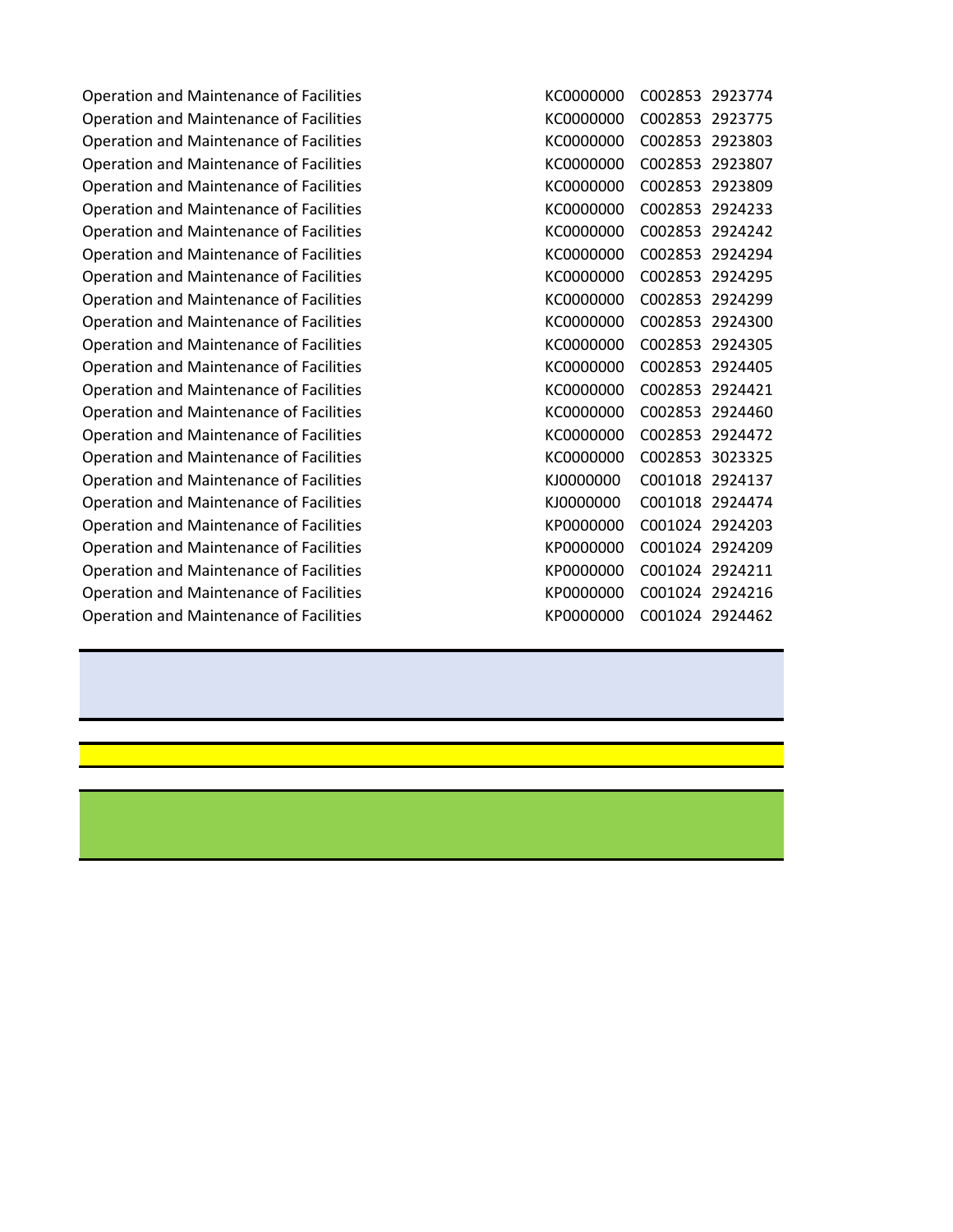| | | | |
|---|---|---|---|
| Operation and Maintenance of Facilities | KC0000000 | C002853 | 2923774 |
| Operation and Maintenance of Facilities | KC0000000 | C002853 | 2923775 |
| Operation and Maintenance of Facilities | KC0000000 | C002853 | 2923803 |
| Operation and Maintenance of Facilities | KC0000000 | C002853 | 2923807 |
| Operation and Maintenance of Facilities | KC0000000 | C002853 | 2923809 |
| Operation and Maintenance of Facilities | KC0000000 | C002853 | 2924233 |
| Operation and Maintenance of Facilities | KC0000000 | C002853 | 2924242 |
| Operation and Maintenance of Facilities | KC0000000 | C002853 | 2924294 |
| Operation and Maintenance of Facilities | KC0000000 | C002853 | 2924295 |
| Operation and Maintenance of Facilities | KC0000000 | C002853 | 2924299 |
| Operation and Maintenance of Facilities | KC0000000 | C002853 | 2924300 |
| Operation and Maintenance of Facilities | KC0000000 | C002853 | 2924305 |
| Operation and Maintenance of Facilities | KC0000000 | C002853 | 2924405 |
| Operation and Maintenance of Facilities | KC0000000 | C002853 | 2924421 |
| Operation and Maintenance of Facilities | KC0000000 | C002853 | 2924460 |
| Operation and Maintenance of Facilities | KC0000000 | C002853 | 2924472 |
| Operation and Maintenance of Facilities | KC0000000 | C002853 | 3023325 |
| Operation and Maintenance of Facilities | KJ0000000 | C001018 | 2924137 |
| Operation and Maintenance of Facilities | KJ0000000 | C001018 | 2924474 |
| Operation and Maintenance of Facilities | KP0000000 | C001024 | 2924203 |
| Operation and Maintenance of Facilities | KP0000000 | C001024 | 2924209 |
| Operation and Maintenance of Facilities | KP0000000 | C001024 | 2924211 |
| Operation and Maintenance of Facilities | KP0000000 | C001024 | 2924216 |
| Operation and Maintenance of Facilities | KP0000000 | C001024 | 2924462 |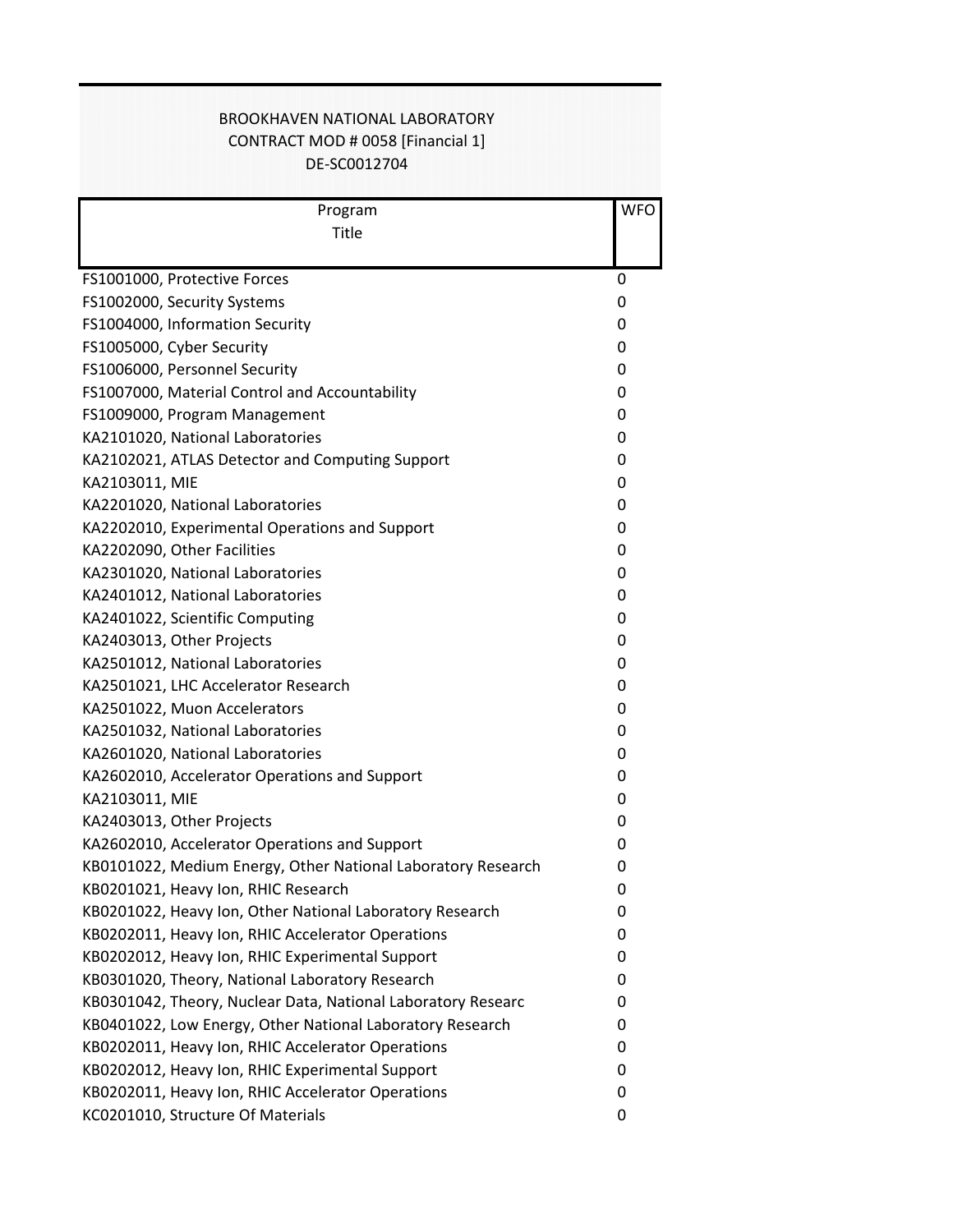BROOKHAVEN NATIONAL LABORATORY
CONTRACT MOD # 0058 [Financial 1]
DE-SC0012704

| Program Title | WFO |
| --- | --- |
| FS1001000, Protective Forces | 0 |
| FS1002000, Security Systems | 0 |
| FS1004000, Information Security | 0 |
| FS1005000, Cyber Security | 0 |
| FS1006000, Personnel Security | 0 |
| FS1007000, Material Control and Accountability | 0 |
| FS1009000, Program Management | 0 |
| KA2101020, National Laboratories | 0 |
| KA2102021, ATLAS Detector and Computing Support | 0 |
| KA2103011, MIE | 0 |
| KA2201020, National Laboratories | 0 |
| KA2202010, Experimental Operations and Support | 0 |
| KA2202090, Other Facilities | 0 |
| KA2301020, National Laboratories | 0 |
| KA2401012, National Laboratories | 0 |
| KA2401022, Scientific Computing | 0 |
| KA2403013, Other Projects | 0 |
| KA2501012, National Laboratories | 0 |
| KA2501021, LHC Accelerator Research | 0 |
| KA2501022, Muon Accelerators | 0 |
| KA2501032, National Laboratories | 0 |
| KA2601020, National Laboratories | 0 |
| KA2602010, Accelerator Operations and Support | 0 |
| KA2103011, MIE | 0 |
| KA2403013, Other Projects | 0 |
| KA2602010, Accelerator Operations and Support | 0 |
| KB0101022, Medium Energy, Other National Laboratory Research | 0 |
| KB0201021, Heavy Ion, RHIC Research | 0 |
| KB0201022, Heavy Ion, Other National Laboratory Research | 0 |
| KB0202011, Heavy Ion, RHIC Accelerator Operations | 0 |
| KB0202012, Heavy Ion, RHIC Experimental Support | 0 |
| KB0301020, Theory, National Laboratory Research | 0 |
| KB0301042, Theory, Nuclear Data, National Laboratory Researc | 0 |
| KB0401022, Low Energy, Other National Laboratory Research | 0 |
| KB0202011, Heavy Ion, RHIC Accelerator Operations | 0 |
| KB0202012, Heavy Ion, RHIC Experimental Support | 0 |
| KB0202011, Heavy Ion, RHIC Accelerator Operations | 0 |
| KC0201010, Structure Of Materials | 0 |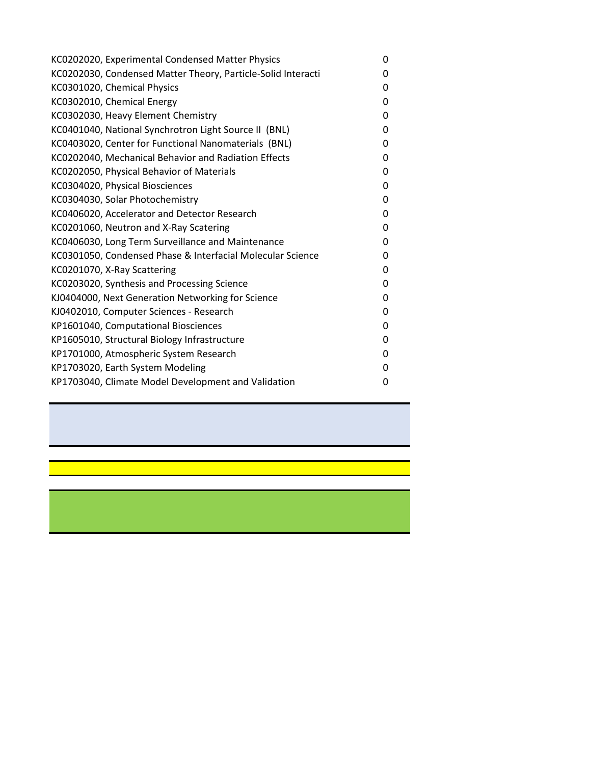| | |
|---|---|
| KC0202020, Experimental Condensed Matter Physics | 0 |
| KC0202030, Condensed Matter Theory, Particle-Solid Interacti | 0 |
| KC0301020, Chemical Physics | 0 |
| KC0302010, Chemical Energy | 0 |
| KC0302030, Heavy Element Chemistry | 0 |
| KC0401040, National Synchrotron Light Source II (BNL) | 0 |
| KC0403020, Center for Functional Nanomaterials (BNL) | 0 |
| KC0202040, Mechanical Behavior and Radiation Effects | 0 |
| KC0202050, Physical Behavior of Materials | 0 |
| KC0304020, Physical Biosciences | 0 |
| KC0304030, Solar Photochemistry | 0 |
| KC0406020, Accelerator and Detector Research | 0 |
| KC0201060, Neutron and X-Ray Scatering | 0 |
| KC0406030, Long Term Surveillance and Maintenance | 0 |
| KC0301050, Condensed Phase & Interfacial Molecular Science | 0 |
| KC0201070, X-Ray Scattering | 0 |
| KC0203020, Synthesis and Processing Science | 0 |
| KJ0404000, Next Generation Networking for Science | 0 |
| KJ0402010, Computer Sciences - Research | 0 |
| KP1601040, Computational Biosciences | 0 |
| KP1605010, Structural Biology Infrastructure | 0 |
| KP1701000, Atmospheric System Research | 0 |
| KP1703020, Earth System Modeling | 0 |
| KP1703040, Climate Model Development and Validation | 0 |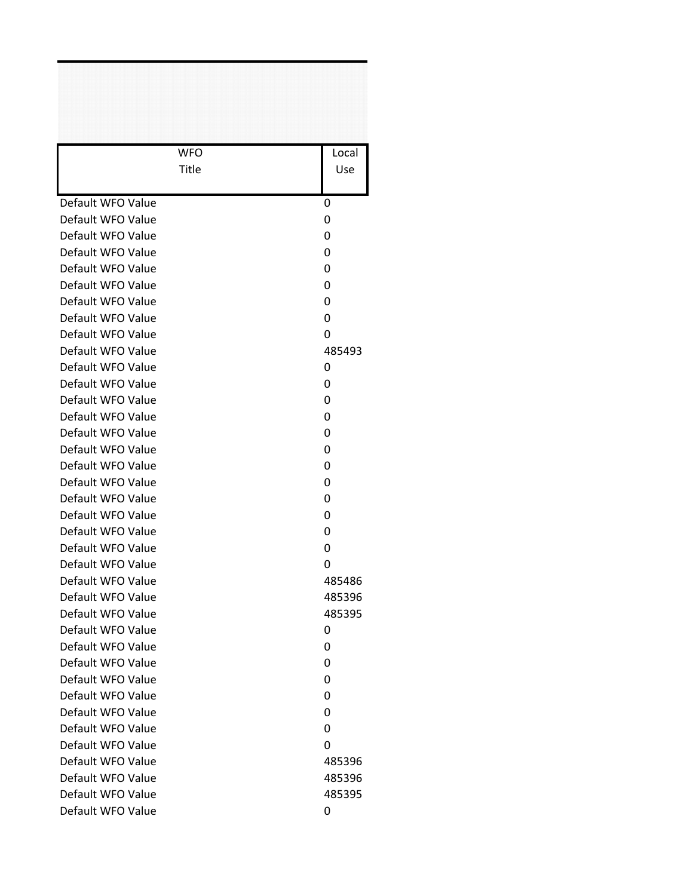| WFO Title | Local Use |
|---|---|
| Default WFO Value | 0 |
| Default WFO Value | 0 |
| Default WFO Value | 0 |
| Default WFO Value | 0 |
| Default WFO Value | 0 |
| Default WFO Value | 0 |
| Default WFO Value | 0 |
| Default WFO Value | 0 |
| Default WFO Value | 0 |
| Default WFO Value | 485493 |
| Default WFO Value | 0 |
| Default WFO Value | 0 |
| Default WFO Value | 0 |
| Default WFO Value | 0 |
| Default WFO Value | 0 |
| Default WFO Value | 0 |
| Default WFO Value | 0 |
| Default WFO Value | 0 |
| Default WFO Value | 0 |
| Default WFO Value | 0 |
| Default WFO Value | 0 |
| Default WFO Value | 0 |
| Default WFO Value | 0 |
| Default WFO Value | 485486 |
| Default WFO Value | 485396 |
| Default WFO Value | 485395 |
| Default WFO Value | 0 |
| Default WFO Value | 0 |
| Default WFO Value | 0 |
| Default WFO Value | 0 |
| Default WFO Value | 0 |
| Default WFO Value | 0 |
| Default WFO Value | 0 |
| Default WFO Value | 0 |
| Default WFO Value | 485396 |
| Default WFO Value | 485396 |
| Default WFO Value | 485395 |
| Default WFO Value | 0 |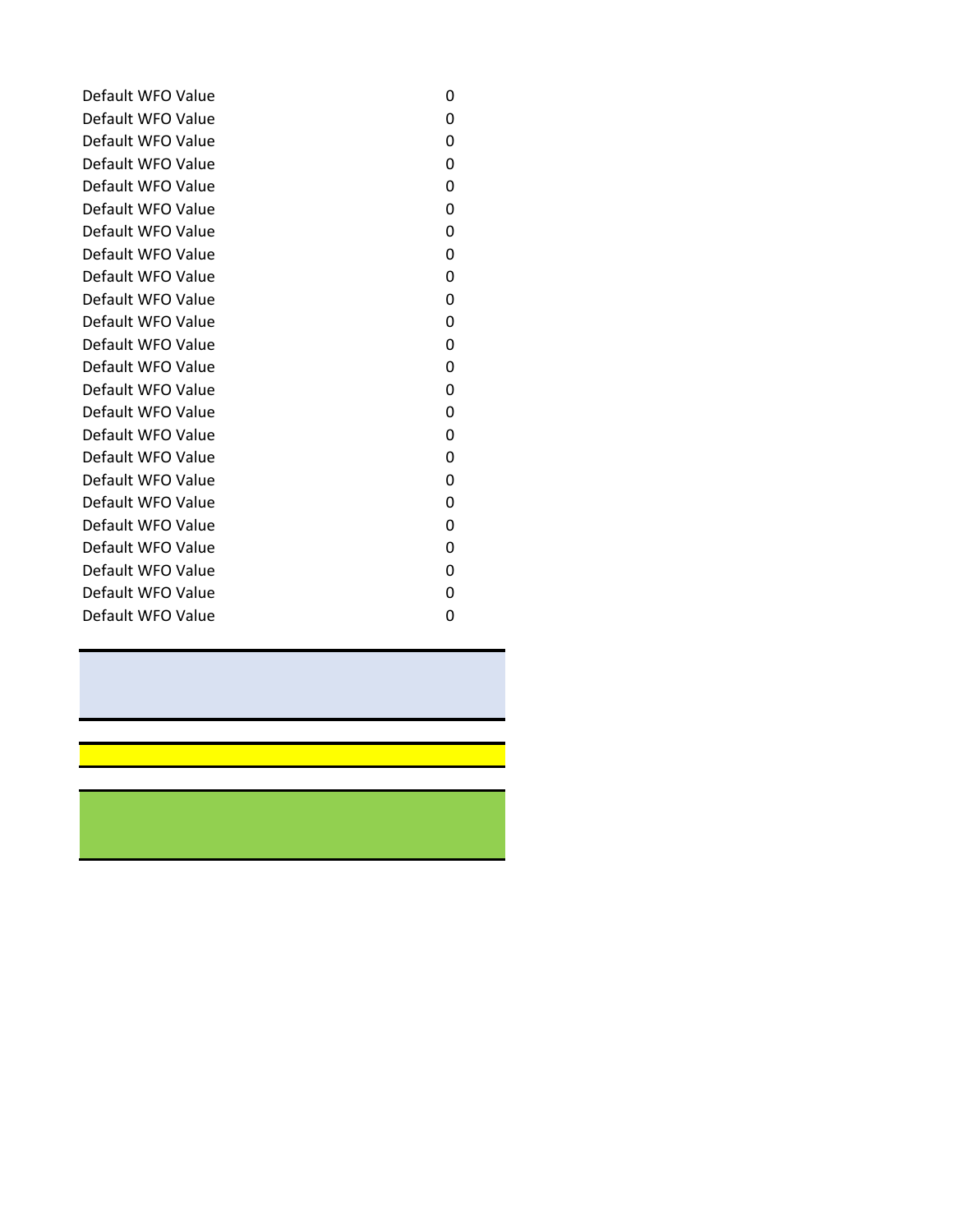| | |
|---|---|
| Default WFO Value | 0 |
| Default WFO Value | 0 |
| Default WFO Value | 0 |
| Default WFO Value | 0 |
| Default WFO Value | 0 |
| Default WFO Value | 0 |
| Default WFO Value | 0 |
| Default WFO Value | 0 |
| Default WFO Value | 0 |
| Default WFO Value | 0 |
| Default WFO Value | 0 |
| Default WFO Value | 0 |
| Default WFO Value | 0 |
| Default WFO Value | 0 |
| Default WFO Value | 0 |
| Default WFO Value | 0 |
| Default WFO Value | 0 |
| Default WFO Value | 0 |
| Default WFO Value | 0 |
| Default WFO Value | 0 |
| Default WFO Value | 0 |
| Default WFO Value | 0 |
| Default WFO Value | 0 |
| Default WFO Value | 0 |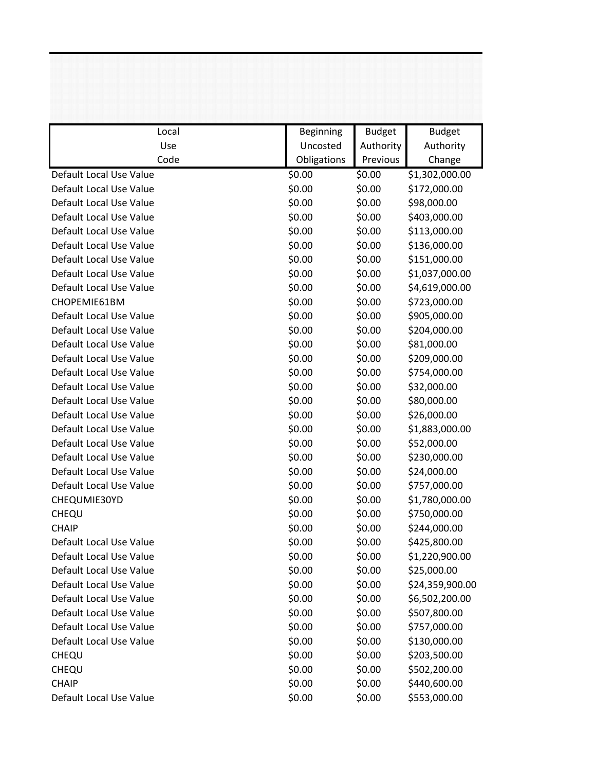| Local Use Code | Beginning Uncosted Obligations | Budget Authority Previous | Budget Authority Change |
|---|---|---|---|
| Default Local Use Value | $0.00 | $0.00 | $1,302,000.00 |
| Default Local Use Value | $0.00 | $0.00 | $172,000.00 |
| Default Local Use Value | $0.00 | $0.00 | $98,000.00 |
| Default Local Use Value | $0.00 | $0.00 | $403,000.00 |
| Default Local Use Value | $0.00 | $0.00 | $113,000.00 |
| Default Local Use Value | $0.00 | $0.00 | $136,000.00 |
| Default Local Use Value | $0.00 | $0.00 | $151,000.00 |
| Default Local Use Value | $0.00 | $0.00 | $1,037,000.00 |
| Default Local Use Value | $0.00 | $0.00 | $4,619,000.00 |
| CHOPEMIE61BM | $0.00 | $0.00 | $723,000.00 |
| Default Local Use Value | $0.00 | $0.00 | $905,000.00 |
| Default Local Use Value | $0.00 | $0.00 | $204,000.00 |
| Default Local Use Value | $0.00 | $0.00 | $81,000.00 |
| Default Local Use Value | $0.00 | $0.00 | $209,000.00 |
| Default Local Use Value | $0.00 | $0.00 | $754,000.00 |
| Default Local Use Value | $0.00 | $0.00 | $32,000.00 |
| Default Local Use Value | $0.00 | $0.00 | $80,000.00 |
| Default Local Use Value | $0.00 | $0.00 | $26,000.00 |
| Default Local Use Value | $0.00 | $0.00 | $1,883,000.00 |
| Default Local Use Value | $0.00 | $0.00 | $52,000.00 |
| Default Local Use Value | $0.00 | $0.00 | $230,000.00 |
| Default Local Use Value | $0.00 | $0.00 | $24,000.00 |
| Default Local Use Value | $0.00 | $0.00 | $757,000.00 |
| CHEQUMIE30YD | $0.00 | $0.00 | $1,780,000.00 |
| CHEQU | $0.00 | $0.00 | $750,000.00 |
| CHAIP | $0.00 | $0.00 | $244,000.00 |
| Default Local Use Value | $0.00 | $0.00 | $425,800.00 |
| Default Local Use Value | $0.00 | $0.00 | $1,220,900.00 |
| Default Local Use Value | $0.00 | $0.00 | $25,000.00 |
| Default Local Use Value | $0.00 | $0.00 | $24,359,900.00 |
| Default Local Use Value | $0.00 | $0.00 | $6,502,200.00 |
| Default Local Use Value | $0.00 | $0.00 | $507,800.00 |
| Default Local Use Value | $0.00 | $0.00 | $757,000.00 |
| Default Local Use Value | $0.00 | $0.00 | $130,000.00 |
| CHEQU | $0.00 | $0.00 | $203,500.00 |
| CHEQU | $0.00 | $0.00 | $502,200.00 |
| CHAIP | $0.00 | $0.00 | $440,600.00 |
| Default Local Use Value | $0.00 | $0.00 | $553,000.00 |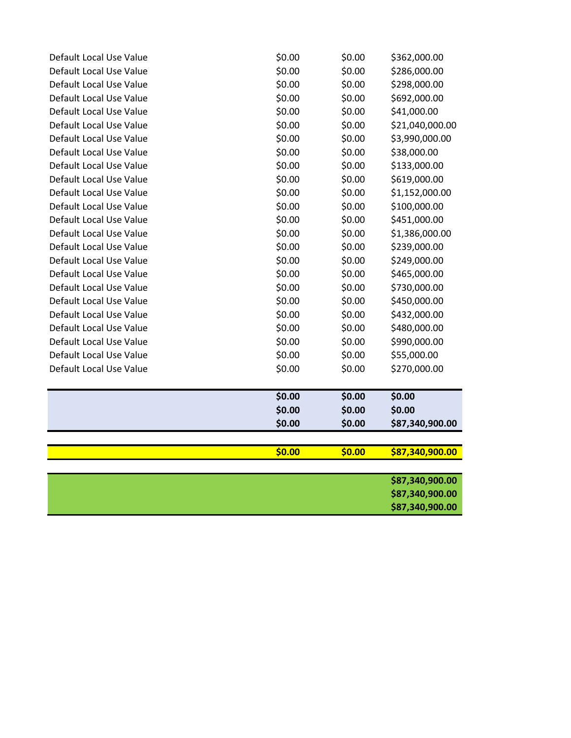| | | | |
|---|---|---|---|
| Default Local Use Value | $0.00 | $0.00 | $362,000.00 |
| Default Local Use Value | $0.00 | $0.00 | $286,000.00 |
| Default Local Use Value | $0.00 | $0.00 | $298,000.00 |
| Default Local Use Value | $0.00 | $0.00 | $692,000.00 |
| Default Local Use Value | $0.00 | $0.00 | $41,000.00 |
| Default Local Use Value | $0.00 | $0.00 | $21,040,000.00 |
| Default Local Use Value | $0.00 | $0.00 | $3,990,000.00 |
| Default Local Use Value | $0.00 | $0.00 | $38,000.00 |
| Default Local Use Value | $0.00 | $0.00 | $133,000.00 |
| Default Local Use Value | $0.00 | $0.00 | $619,000.00 |
| Default Local Use Value | $0.00 | $0.00 | $1,152,000.00 |
| Default Local Use Value | $0.00 | $0.00 | $100,000.00 |
| Default Local Use Value | $0.00 | $0.00 | $451,000.00 |
| Default Local Use Value | $0.00 | $0.00 | $1,386,000.00 |
| Default Local Use Value | $0.00 | $0.00 | $239,000.00 |
| Default Local Use Value | $0.00 | $0.00 | $249,000.00 |
| Default Local Use Value | $0.00 | $0.00 | $465,000.00 |
| Default Local Use Value | $0.00 | $0.00 | $730,000.00 |
| Default Local Use Value | $0.00 | $0.00 | $450,000.00 |
| Default Local Use Value | $0.00 | $0.00 | $432,000.00 |
| Default Local Use Value | $0.00 | $0.00 | $480,000.00 |
| Default Local Use Value | $0.00 | $0.00 | $990,000.00 |
| Default Local Use Value | $0.00 | $0.00 | $55,000.00 |
| Default Local Use Value | $0.00 | $0.00 | $270,000.00 |
| | **$0.00** | **$0.00** | **$0.00** |
| | **$0.00** | **$0.00** | **$0.00** |
| | **$0.00** | **$0.00** | **$87,340,900.00** |
| | **$0.00** | **$0.00** | **$87,340,900.00** |
| | | | **$87,340,900.00** |
| | | | **$87,340,900.00** |
| | | | **$87,340,900.00** |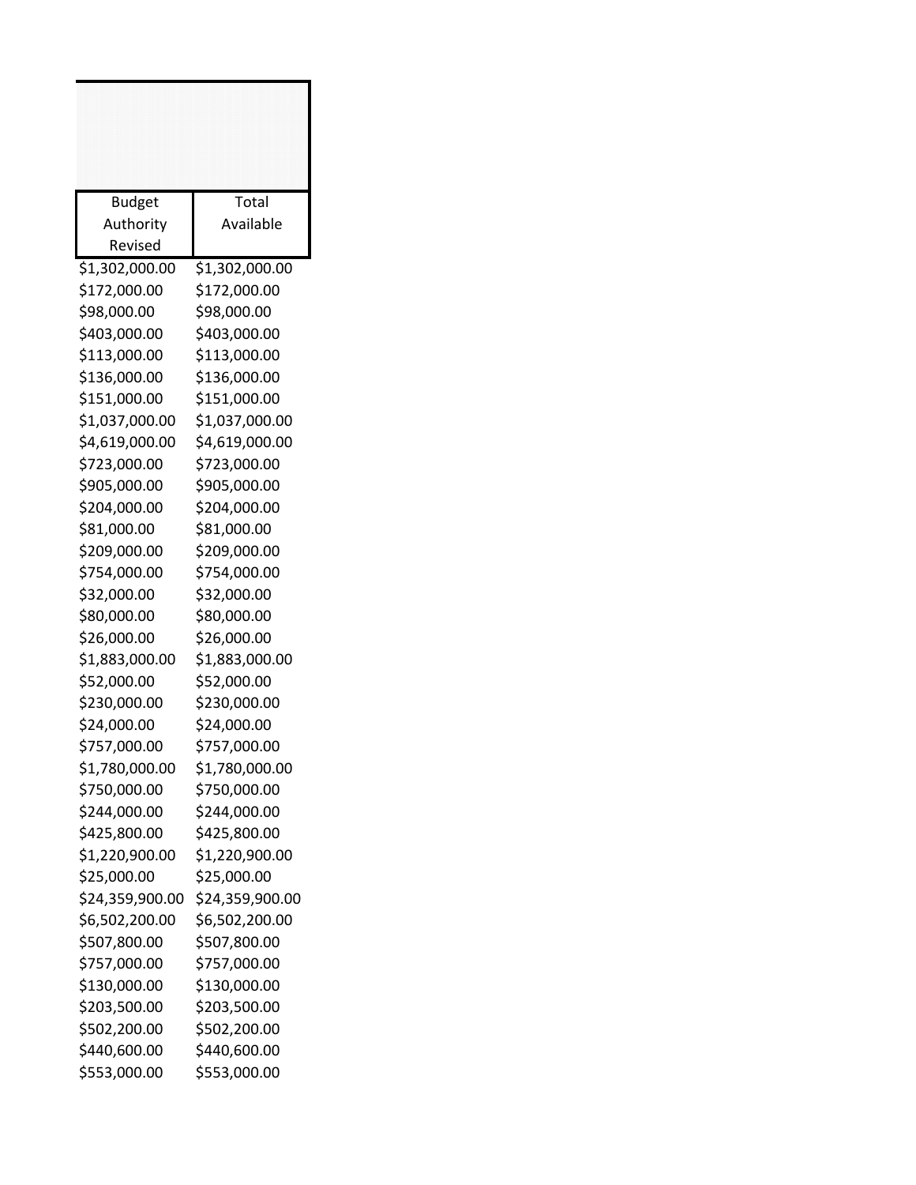| Budget Authority Revised | Total Available |
|---|---|
| $1,302,000.00 | $1,302,000.00 |
| $172,000.00 | $172,000.00 |
| $98,000.00 | $98,000.00 |
| $403,000.00 | $403,000.00 |
| $113,000.00 | $113,000.00 |
| $136,000.00 | $136,000.00 |
| $151,000.00 | $151,000.00 |
| $1,037,000.00 | $1,037,000.00 |
| $4,619,000.00 | $4,619,000.00 |
| $723,000.00 | $723,000.00 |
| $905,000.00 | $905,000.00 |
| $204,000.00 | $204,000.00 |
| $81,000.00 | $81,000.00 |
| $209,000.00 | $209,000.00 |
| $754,000.00 | $754,000.00 |
| $32,000.00 | $32,000.00 |
| $80,000.00 | $80,000.00 |
| $26,000.00 | $26,000.00 |
| $1,883,000.00 | $1,883,000.00 |
| $52,000.00 | $52,000.00 |
| $230,000.00 | $230,000.00 |
| $24,000.00 | $24,000.00 |
| $757,000.00 | $757,000.00 |
| $1,780,000.00 | $1,780,000.00 |
| $750,000.00 | $750,000.00 |
| $244,000.00 | $244,000.00 |
| $425,800.00 | $425,800.00 |
| $1,220,900.00 | $1,220,900.00 |
| $25,000.00 | $25,000.00 |
| $24,359,900.00 | $24,359,900.00 |
| $6,502,200.00 | $6,502,200.00 |
| $507,800.00 | $507,800.00 |
| $757,000.00 | $757,000.00 |
| $130,000.00 | $130,000.00 |
| $203,500.00 | $203,500.00 |
| $502,200.00 | $502,200.00 |
| $440,600.00 | $440,600.00 |
| $553,000.00 | $553,000.00 |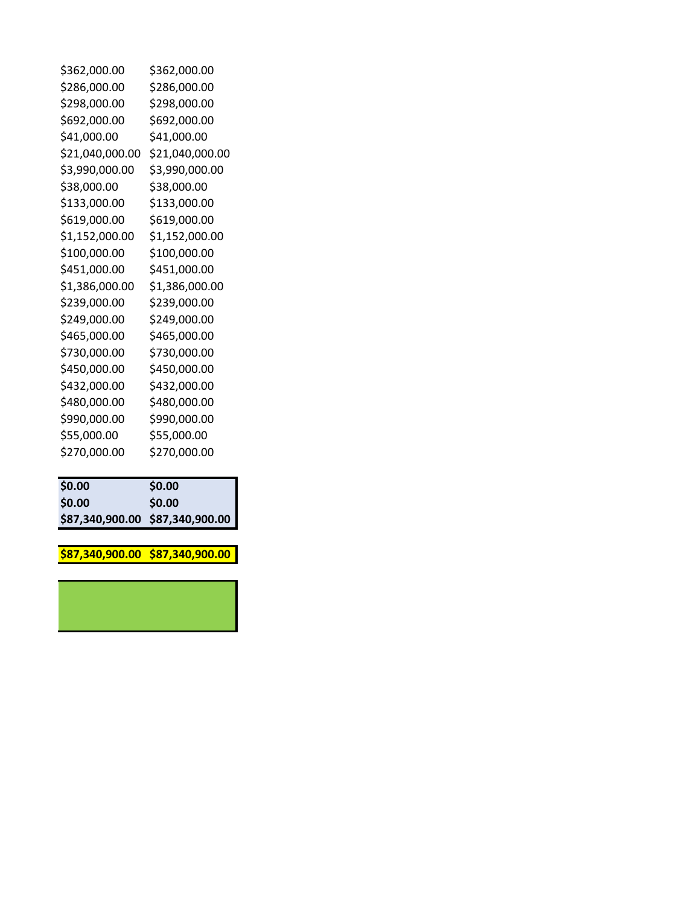| | |
|---|---|
| $362,000.00 | $362,000.00 |
| $286,000.00 | $286,000.00 |
| $298,000.00 | $298,000.00 |
| $692,000.00 | $692,000.00 |
| $41,000.00 | $41,000.00 |
| $21,040,000.00 | $21,040,000.00 |
| $3,990,000.00 | $3,990,000.00 |
| $38,000.00 | $38,000.00 |
| $133,000.00 | $133,000.00 |
| $619,000.00 | $619,000.00 |
| $1,152,000.00 | $1,152,000.00 |
| $100,000.00 | $100,000.00 |
| $451,000.00 | $451,000.00 |
| $1,386,000.00 | $1,386,000.00 |
| $239,000.00 | $239,000.00 |
| $249,000.00 | $249,000.00 |
| $465,000.00 | $465,000.00 |
| $730,000.00 | $730,000.00 |
| $450,000.00 | $450,000.00 |
| $432,000.00 | $432,000.00 |
| $480,000.00 | $480,000.00 |
| $990,000.00 | $990,000.00 |
| $55,000.00 | $55,000.00 |
| $270,000.00 | $270,000.00 |

| | |
|---|---|
| **$0.00** | **$0.00** |
| **$0.00** | **$0.00** |
| **$87,340,900.00** | **$87,340,900.00** |

| | |
|---|---|
| **$87,340,900.00** | **$87,340,900.00** |